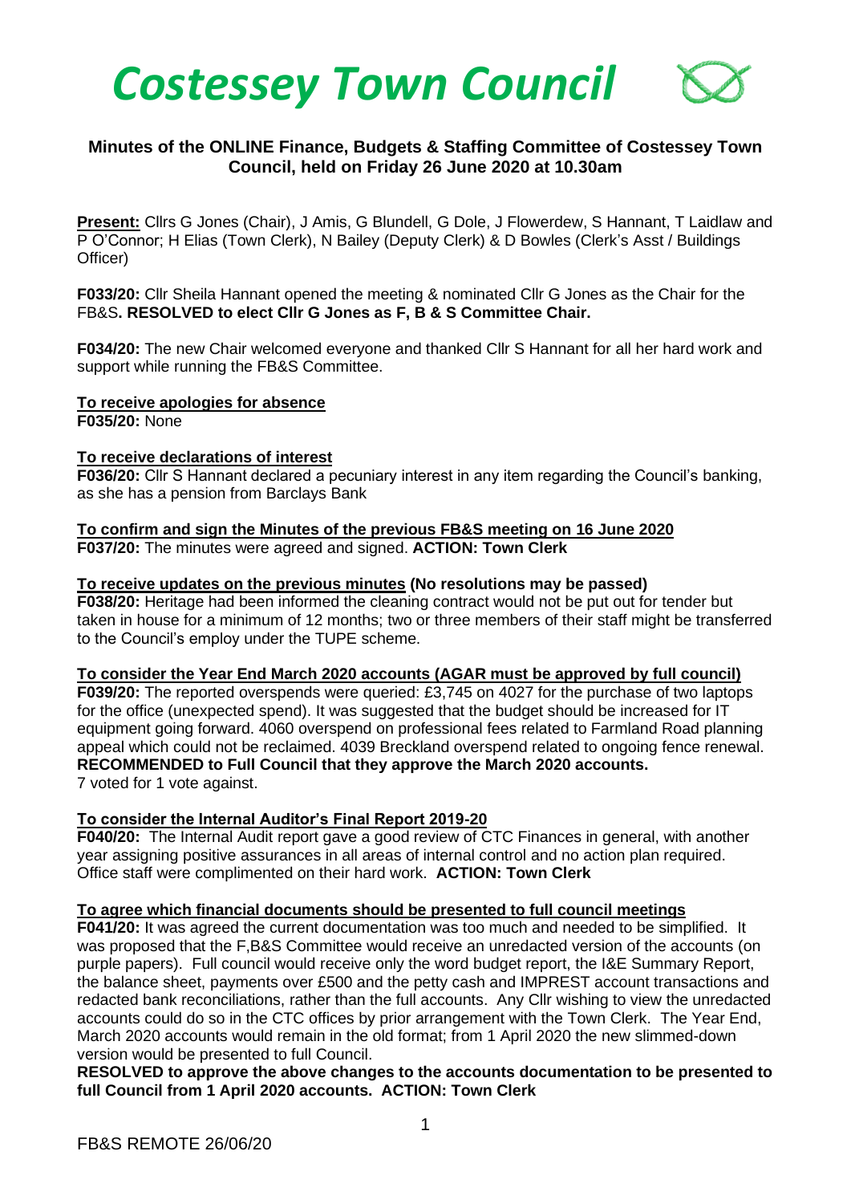# *Costessey Town Council*

## Minutes of the ONLINE Finance, Budgets & Staffing Committee of Costessey Town Council, held on Friday 26 June 2020 at 10.30am

**Present:** Cllrs G Jones (Chair), J Amis, G Blundell, G Dole, J Flowerdew, S Hannant, T Laidlaw and P O'Connor; H Elias (Town Clerk), N Bailey (Deputy Clerk) & D Bowles (Clerk's Asst / Buildings Officer)

**F033/20:** Cllr Sheila Hannant opened the meeting & nominated Cllr G Jones as the Chair for the FB&S**. RESOLVED to elect Cllr G Jones as F, B & S Committee Chair.**

**F034/20:** The new Chair welcomed everyone and thanked Cllr S Hannant for all her hard work and support while running the FB&S Committee.

**To receive apologies for absence**

**F035/20:** None

**To receive declarations of interest**

**F036/20:** Cllr S Hannant declared a pecuniary interest in any item regarding the Council's banking, as she has a pension from Barclays Bank

**To confirm and sign the Minutes of the previous FB&S meeting on 16 June 2020**

**F037/20:** The minutes were agreed and signed. **ACTION: Town Clerk**

**To receive updates on the previous minutes (No resolutions may be passed)**

**F038/20:** Heritage had been informed the cleaning contract would not be put out for tender but taken in house for a minimum of 12 months; two or three members of their staff might be transferred to the Council's employ under the TUPE scheme.

**To consider the Year End March 2020 accounts (AGAR must be approved by full council)**

**F039/20:** The reported overspends were queried: £3,745 on 4027 for the purchase of two laptops for the office (unexpected spend). It was suggested that the budget should be increased for IT equipment going forward. 4060 overspend on professional fees related to Farmland Road planning appeal which could not be reclaimed. 4039 Breckland overspend related to ongoing fence renewal. **RECOMMENDED to Full Council that they approve the March 2020 accounts.**
7 voted for 1 vote against.

**To consider the Internal Auditor's Final Report 2019-20**

**F040/20:** The Internal Audit report gave a good review of CTC Finances in general, with another year assigning positive assurances in all areas of internal control and no action plan required. Office staff were complimented on their hard work. **ACTION: Town Clerk**

**To agree which financial documents should be presented to full council meetings**

**F041/20:** It was agreed the current documentation was too much and needed to be simplified. It was proposed that the F,B&S Committee would receive an unredacted version of the accounts (on purple papers). Full council would receive only the word budget report, the I&E Summary Report, the balance sheet, payments over £500 and the petty cash and IMPREST account transactions and redacted bank reconciliations, rather than the full accounts. Any Cllr wishing to view the unredacted accounts could do so in the CTC offices by prior arrangement with the Town Clerk. The Year End, March 2020 accounts would remain in the old format; from 1 April 2020 the new slimmed-down version would be presented to full Council.

**RESOLVED to approve the above changes to the accounts documentation to be presented to full Council from 1 April 2020 accounts. ACTION: Town Clerk**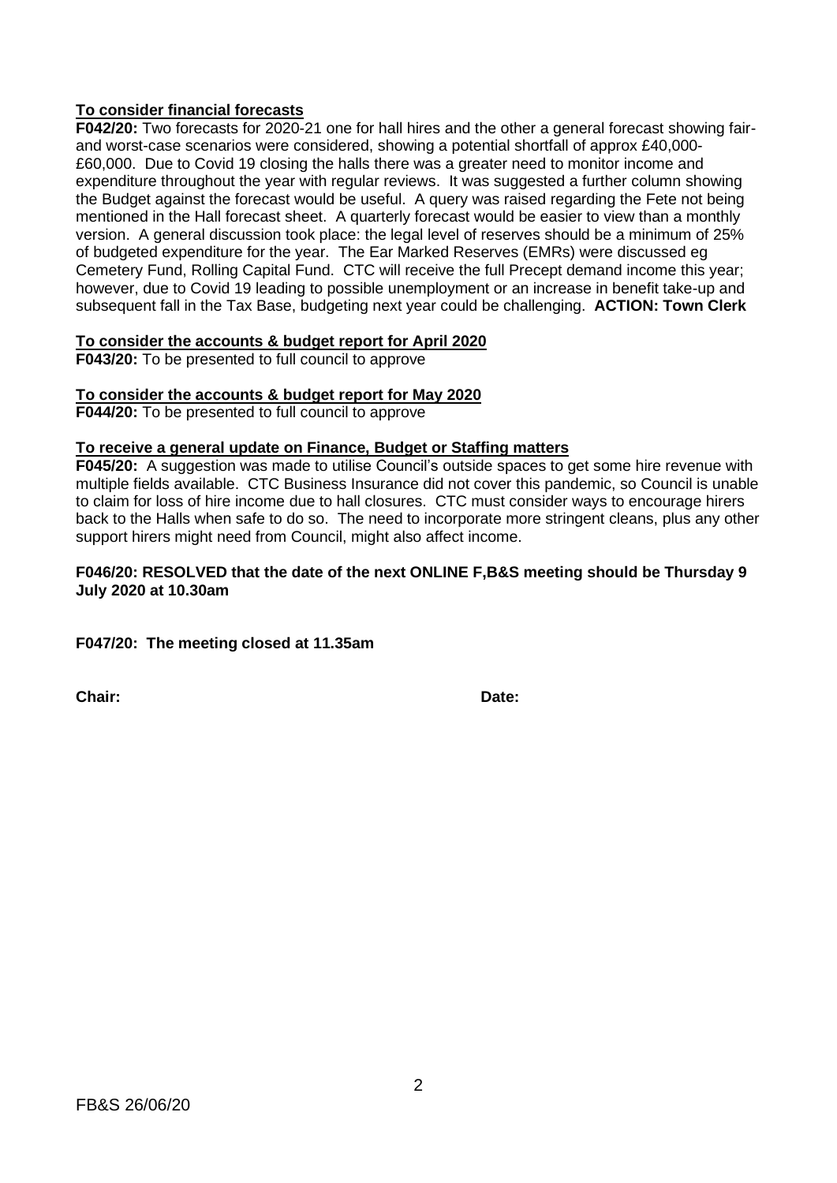**To consider financial forecasts**

**F042/20:** Two forecasts for 2020-21 one for hall hires and the other a general forecast showing fair- and worst-case scenarios were considered, showing a potential shortfall of approx £40,000-£60,000. Due to Covid 19 closing the halls there was a greater need to monitor income and expenditure throughout the year with regular reviews. It was suggested a further column showing the Budget against the forecast would be useful. A query was raised regarding the Fete not being mentioned in the Hall forecast sheet. A quarterly forecast would be easier to view than a monthly version. A general discussion took place: the legal level of reserves should be a minimum of 25% of budgeted expenditure for the year. The Ear Marked Reserves (EMRs) were discussed eg Cemetery Fund, Rolling Capital Fund. CTC will receive the full Precept demand income this year; however, due to Covid 19 leading to possible unemployment or an increase in benefit take-up and subsequent fall in the Tax Base, budgeting next year could be challenging. **ACTION: Town Clerk**

**To consider the accounts & budget report for April 2020**

**F043/20:** To be presented to full council to approve

**To consider the accounts & budget report for May 2020**

**F044/20:** To be presented to full council to approve

**To receive a general update on Finance, Budget or Staffing matters**

**F045/20:** A suggestion was made to utilise Council's outside spaces to get some hire revenue with multiple fields available. CTC Business Insurance did not cover this pandemic, so Council is unable to claim for loss of hire income due to hall closures. CTC must consider ways to encourage hirers back to the Halls when safe to do so. The need to incorporate more stringent cleans, plus any other support hirers might need from Council, might also affect income.

**F046/20: RESOLVED that the date of the next ONLINE F,B&S meeting should be Thursday 9 July 2020 at 10.30am**

**F047/20: The meeting closed at 11.35am**

**Chair:** **Date:**

FB&S 26/06/20